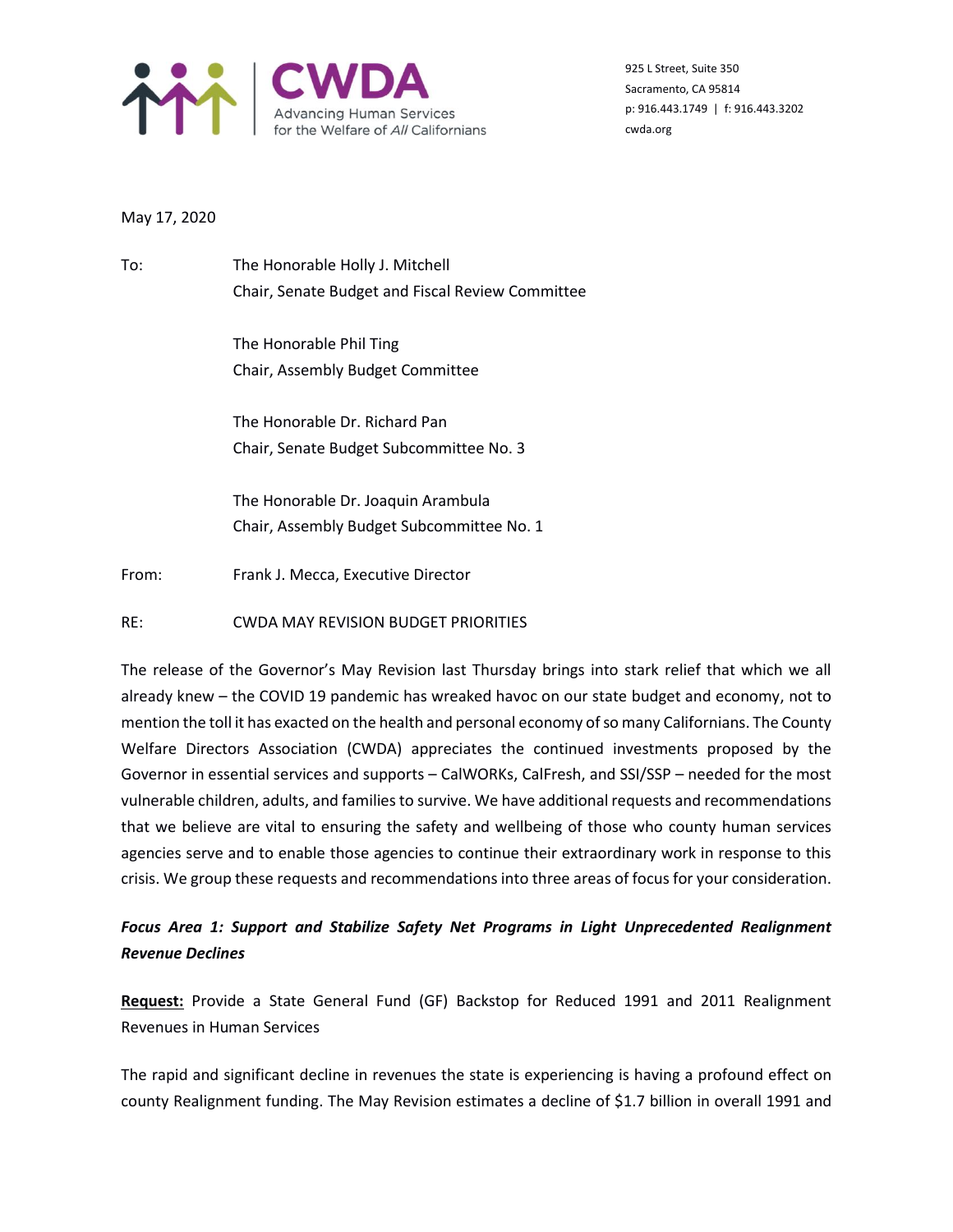CWDA
Advancing Human Services
for the Welfare of *All* Californians

925 L Street, Suite 350
Sacramento, CA 95814
p: 916.443.1749 | f: 916.443.3202
cwda.org

May 17, 2020

To: The Honorable Holly J. Mitchell
Chair, Senate Budget and Fiscal Review Committee

The Honorable Phil Ting
Chair, Assembly Budget Committee

The Honorable Dr. Richard Pan
Chair, Senate Budget Subcommittee No. 3

The Honorable Dr. Joaquin Arambula
Chair, Assembly Budget Subcommittee No. 1

From: Frank J. Mecca, Executive Director

RE: CWDA MAY REVISION BUDGET PRIORITIES

The release of the Governor's May Revision last Thursday brings into stark relief that which we all already knew – the COVID 19 pandemic has wreaked havoc on our state budget and economy, not to mention the toll it has exacted on the health and personal economy of so many Californians. The County Welfare Directors Association (CWDA) appreciates the continued investments proposed by the Governor in essential services and supports – CalWORKs, CalFresh, and SSI/SSP – needed for the most vulnerable children, adults, and families to survive. We have additional requests and recommendations that we believe are vital to ensuring the safety and wellbeing of those who county human services agencies serve and to enable those agencies to continue their extraordinary work in response to this crisis. We group these requests and recommendations into three areas of focus for your consideration.

### *Focus Area 1: Support and Stabilize Safety Net Programs in Light Unprecedented Realignment Revenue Declines*

**Request:** Provide a State General Fund (GF) Backstop for Reduced 1991 and 2011 Realignment Revenues in Human Services

The rapid and significant decline in revenues the state is experiencing is having a profound effect on county Realignment funding. The May Revision estimates a decline of $1.7 billion in overall 1991 and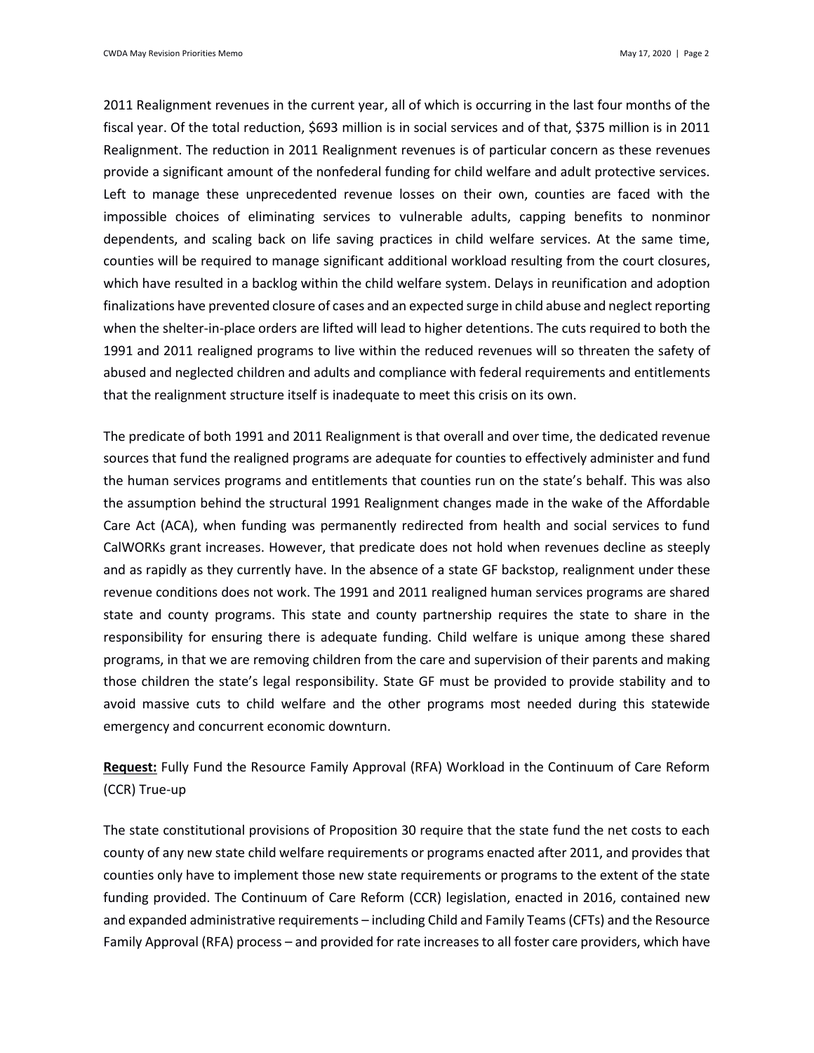2011 Realignment revenues in the current year, all of which is occurring in the last four months of the fiscal year. Of the total reduction, $693 million is in social services and of that, $375 million is in 2011 Realignment. The reduction in 2011 Realignment revenues is of particular concern as these revenues provide a significant amount of the nonfederal funding for child welfare and adult protective services. Left to manage these unprecedented revenue losses on their own, counties are faced with the impossible choices of eliminating services to vulnerable adults, capping benefits to nonminor dependents, and scaling back on life saving practices in child welfare services. At the same time, counties will be required to manage significant additional workload resulting from the court closures, which have resulted in a backlog within the child welfare system. Delays in reunification and adoption finalizations have prevented closure of cases and an expected surge in child abuse and neglect reporting when the shelter-in-place orders are lifted will lead to higher detentions. The cuts required to both the 1991 and 2011 realigned programs to live within the reduced revenues will so threaten the safety of abused and neglected children and adults and compliance with federal requirements and entitlements that the realignment structure itself is inadequate to meet this crisis on its own.

The predicate of both 1991 and 2011 Realignment is that overall and over time, the dedicated revenue sources that fund the realigned programs are adequate for counties to effectively administer and fund the human services programs and entitlements that counties run on the state's behalf. This was also the assumption behind the structural 1991 Realignment changes made in the wake of the Affordable Care Act (ACA), when funding was permanently redirected from health and social services to fund CalWORKs grant increases. However, that predicate does not hold when revenues decline as steeply and as rapidly as they currently have. In the absence of a state GF backstop, realignment under these revenue conditions does not work. The 1991 and 2011 realigned human services programs are shared state and county programs. This state and county partnership requires the state to share in the responsibility for ensuring there is adequate funding. Child welfare is unique among these shared programs, in that we are removing children from the care and supervision of their parents and making those children the state's legal responsibility. State GF must be provided to provide stability and to avoid massive cuts to child welfare and the other programs most needed during this statewide emergency and concurrent economic downturn.

**Request:** Fully Fund the Resource Family Approval (RFA) Workload in the Continuum of Care Reform (CCR) True-up

The state constitutional provisions of Proposition 30 require that the state fund the net costs to each county of any new state child welfare requirements or programs enacted after 2011, and provides that counties only have to implement those new state requirements or programs to the extent of the state funding provided. The Continuum of Care Reform (CCR) legislation, enacted in 2016, contained new and expanded administrative requirements – including Child and Family Teams (CFTs) and the Resource Family Approval (RFA) process – and provided for rate increases to all foster care providers, which have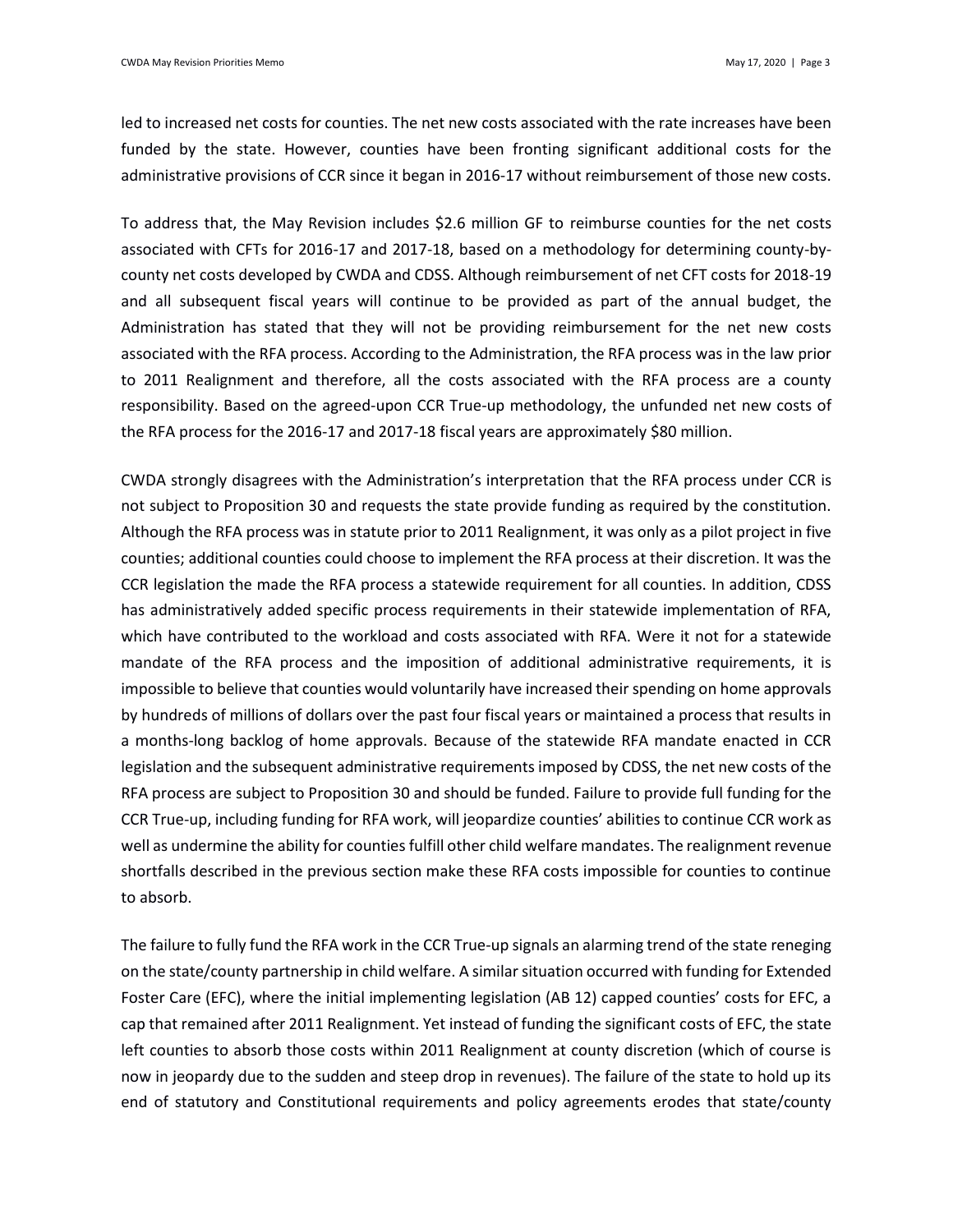led to increased net costs for counties. The net new costs associated with the rate increases have been funded by the state. However, counties have been fronting significant additional costs for the administrative provisions of CCR since it began in 2016-17 without reimbursement of those new costs.

To address that, the May Revision includes $2.6 million GF to reimburse counties for the net costs associated with CFTs for 2016-17 and 2017-18, based on a methodology for determining county-by-county net costs developed by CWDA and CDSS. Although reimbursement of net CFT costs for 2018-19 and all subsequent fiscal years will continue to be provided as part of the annual budget, the Administration has stated that they will not be providing reimbursement for the net new costs associated with the RFA process. According to the Administration, the RFA process was in the law prior to 2011 Realignment and therefore, all the costs associated with the RFA process are a county responsibility. Based on the agreed-upon CCR True-up methodology, the unfunded net new costs of the RFA process for the 2016-17 and 2017-18 fiscal years are approximately $80 million.

CWDA strongly disagrees with the Administration's interpretation that the RFA process under CCR is not subject to Proposition 30 and requests the state provide funding as required by the constitution. Although the RFA process was in statute prior to 2011 Realignment, it was only as a pilot project in five counties; additional counties could choose to implement the RFA process at their discretion. It was the CCR legislation the made the RFA process a statewide requirement for all counties. In addition, CDSS has administratively added specific process requirements in their statewide implementation of RFA, which have contributed to the workload and costs associated with RFA. Were it not for a statewide mandate of the RFA process and the imposition of additional administrative requirements, it is impossible to believe that counties would voluntarily have increased their spending on home approvals by hundreds of millions of dollars over the past four fiscal years or maintained a process that results in a months-long backlog of home approvals. Because of the statewide RFA mandate enacted in CCR legislation and the subsequent administrative requirements imposed by CDSS, the net new costs of the RFA process are subject to Proposition 30 and should be funded. Failure to provide full funding for the CCR True-up, including funding for RFA work, will jeopardize counties' abilities to continue CCR work as well as undermine the ability for counties fulfill other child welfare mandates. The realignment revenue shortfalls described in the previous section make these RFA costs impossible for counties to continue to absorb.

The failure to fully fund the RFA work in the CCR True-up signals an alarming trend of the state reneging on the state/county partnership in child welfare. A similar situation occurred with funding for Extended Foster Care (EFC), where the initial implementing legislation (AB 12) capped counties' costs for EFC, a cap that remained after 2011 Realignment. Yet instead of funding the significant costs of EFC, the state left counties to absorb those costs within 2011 Realignment at county discretion (which of course is now in jeopardy due to the sudden and steep drop in revenues). The failure of the state to hold up its end of statutory and Constitutional requirements and policy agreements erodes that state/county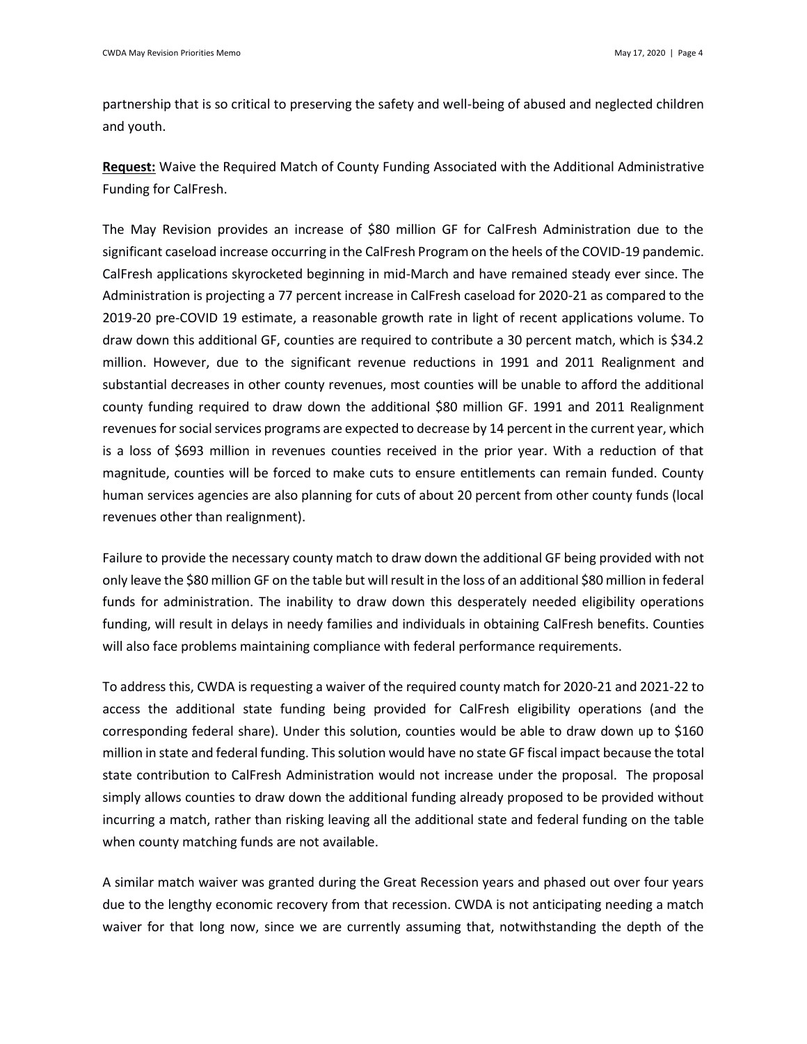partnership that is so critical to preserving the safety and well-being of abused and neglected children and youth.

**Request:** Waive the Required Match of County Funding Associated with the Additional Administrative Funding for CalFresh.

The May Revision provides an increase of $80 million GF for CalFresh Administration due to the significant caseload increase occurring in the CalFresh Program on the heels of the COVID-19 pandemic. CalFresh applications skyrocketed beginning in mid-March and have remained steady ever since. The Administration is projecting a 77 percent increase in CalFresh caseload for 2020-21 as compared to the 2019-20 pre-COVID 19 estimate, a reasonable growth rate in light of recent applications volume. To draw down this additional GF, counties are required to contribute a 30 percent match, which is $34.2 million. However, due to the significant revenue reductions in 1991 and 2011 Realignment and substantial decreases in other county revenues, most counties will be unable to afford the additional county funding required to draw down the additional $80 million GF. 1991 and 2011 Realignment revenues for social services programs are expected to decrease by 14 percent in the current year, which is a loss of $693 million in revenues counties received in the prior year. With a reduction of that magnitude, counties will be forced to make cuts to ensure entitlements can remain funded. County human services agencies are also planning for cuts of about 20 percent from other county funds (local revenues other than realignment).

Failure to provide the necessary county match to draw down the additional GF being provided with not only leave the $80 million GF on the table but will result in the loss of an additional $80 million in federal funds for administration. The inability to draw down this desperately needed eligibility operations funding, will result in delays in needy families and individuals in obtaining CalFresh benefits. Counties will also face problems maintaining compliance with federal performance requirements.

To address this, CWDA is requesting a waiver of the required county match for 2020-21 and 2021-22 to access the additional state funding being provided for CalFresh eligibility operations (and the corresponding federal share). Under this solution, counties would be able to draw down up to $160 million in state and federal funding. This solution would have no state GF fiscal impact because the total state contribution to CalFresh Administration would not increase under the proposal. The proposal simply allows counties to draw down the additional funding already proposed to be provided without incurring a match, rather than risking leaving all the additional state and federal funding on the table when county matching funds are not available.

A similar match waiver was granted during the Great Recession years and phased out over four years due to the lengthy economic recovery from that recession. CWDA is not anticipating needing a match waiver for that long now, since we are currently assuming that, notwithstanding the depth of the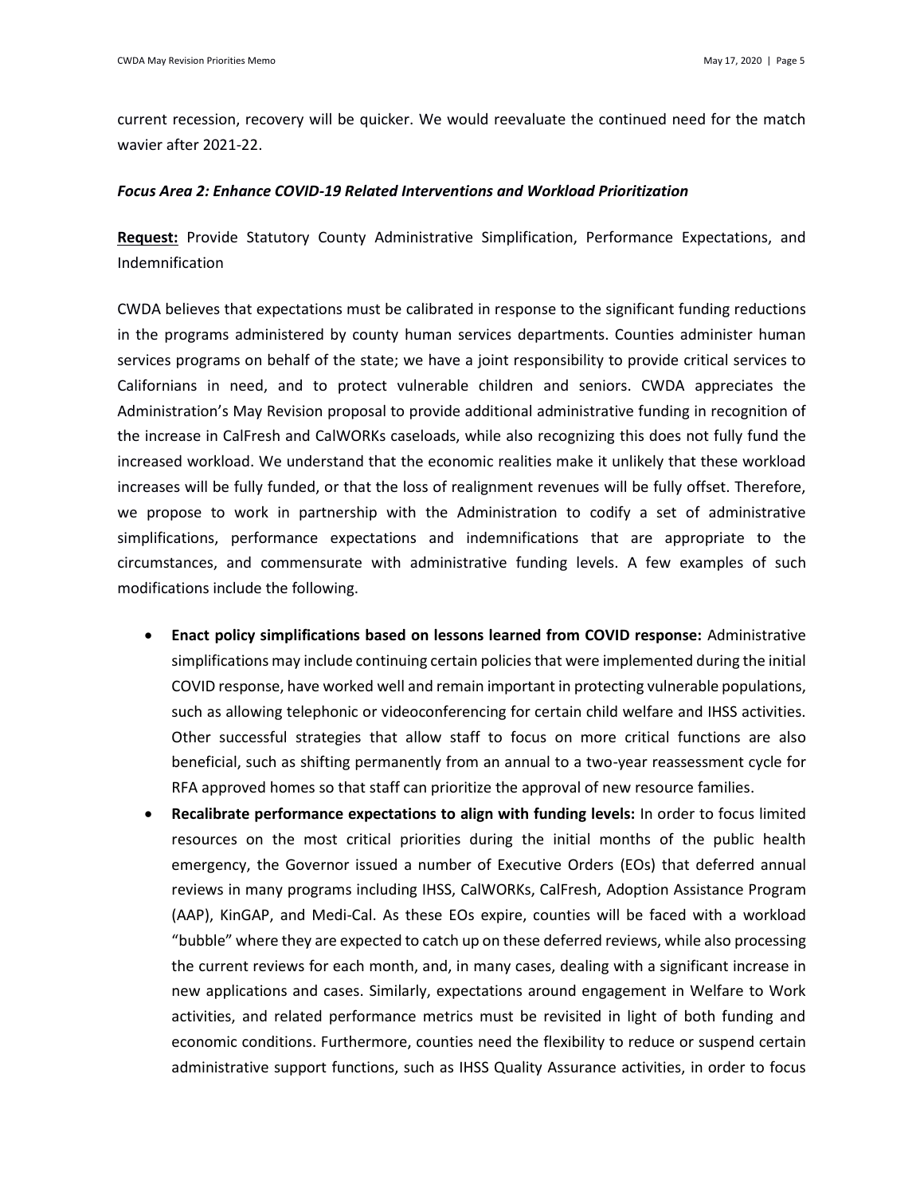current recession, recovery will be quicker. We would reevaluate the continued need for the match wavier after 2021-22.

### *Focus Area 2: Enhance COVID-19 Related Interventions and Workload Prioritization*

**Request:** Provide Statutory County Administrative Simplification, Performance Expectations, and Indemnification

CWDA believes that expectations must be calibrated in response to the significant funding reductions in the programs administered by county human services departments. Counties administer human services programs on behalf of the state; we have a joint responsibility to provide critical services to Californians in need, and to protect vulnerable children and seniors. CWDA appreciates the Administration's May Revision proposal to provide additional administrative funding in recognition of the increase in CalFresh and CalWORKs caseloads, while also recognizing this does not fully fund the increased workload. We understand that the economic realities make it unlikely that these workload increases will be fully funded, or that the loss of realignment revenues will be fully offset. Therefore, we propose to work in partnership with the Administration to codify a set of administrative simplifications, performance expectations and indemnifications that are appropriate to the circumstances, and commensurate with administrative funding levels. A few examples of such modifications include the following.

- **Enact policy simplifications based on lessons learned from COVID response:** Administrative simplifications may include continuing certain policies that were implemented during the initial COVID response, have worked well and remain important in protecting vulnerable populations, such as allowing telephonic or videoconferencing for certain child welfare and IHSS activities. Other successful strategies that allow staff to focus on more critical functions are also beneficial, such as shifting permanently from an annual to a two-year reassessment cycle for RFA approved homes so that staff can prioritize the approval of new resource families.
- **Recalibrate performance expectations to align with funding levels:** In order to focus limited resources on the most critical priorities during the initial months of the public health emergency, the Governor issued a number of Executive Orders (EOs) that deferred annual reviews in many programs including IHSS, CalWORKs, CalFresh, Adoption Assistance Program (AAP), KinGAP, and Medi-Cal. As these EOs expire, counties will be faced with a workload "bubble" where they are expected to catch up on these deferred reviews, while also processing the current reviews for each month, and, in many cases, dealing with a significant increase in new applications and cases. Similarly, expectations around engagement in Welfare to Work activities, and related performance metrics must be revisited in light of both funding and economic conditions. Furthermore, counties need the flexibility to reduce or suspend certain administrative support functions, such as IHSS Quality Assurance activities, in order to focus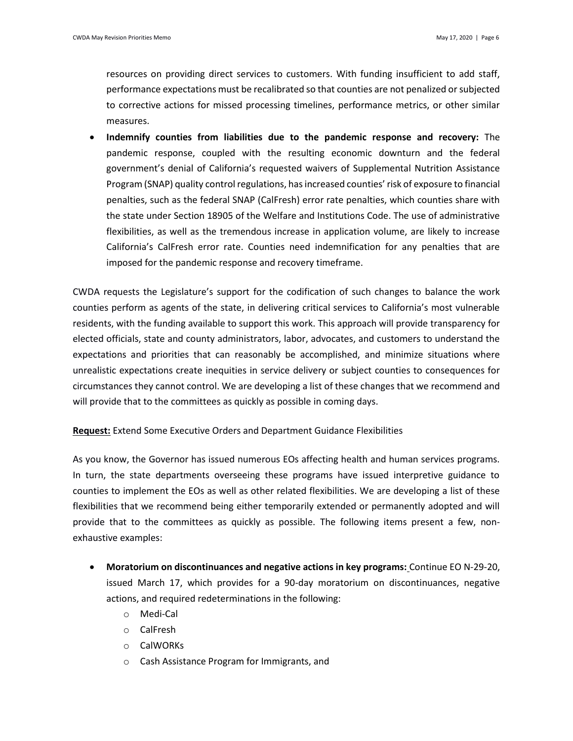resources on providing direct services to customers. With funding insufficient to add staff, performance expectations must be recalibrated so that counties are not penalized or subjected to corrective actions for missed processing timelines, performance metrics, or other similar measures.

- **Indemnify counties from liabilities due to the pandemic response and recovery:** The pandemic response, coupled with the resulting economic downturn and the federal government's denial of California's requested waivers of Supplemental Nutrition Assistance Program (SNAP) quality control regulations, has increased counties' risk of exposure to financial penalties, such as the federal SNAP (CalFresh) error rate penalties, which counties share with the state under Section 18905 of the Welfare and Institutions Code. The use of administrative flexibilities, as well as the tremendous increase in application volume, are likely to increase California's CalFresh error rate. Counties need indemnification for any penalties that are imposed for the pandemic response and recovery timeframe.

CWDA requests the Legislature's support for the codification of such changes to balance the work counties perform as agents of the state, in delivering critical services to California's most vulnerable residents, with the funding available to support this work. This approach will provide transparency for elected officials, state and county administrators, labor, advocates, and customers to understand the expectations and priorities that can reasonably be accomplished, and minimize situations where unrealistic expectations create inequities in service delivery or subject counties to consequences for circumstances they cannot control. We are developing a list of these changes that we recommend and will provide that to the committees as quickly as possible in coming days.

**Request:** Extend Some Executive Orders and Department Guidance Flexibilities

As you know, the Governor has issued numerous EOs affecting health and human services programs. In turn, the state departments overseeing these programs have issued interpretive guidance to counties to implement the EOs as well as other related flexibilities. We are developing a list of these flexibilities that we recommend being either temporarily extended or permanently adopted and will provide that to the committees as quickly as possible. The following items present a few, non-exhaustive examples:

- **Moratorium on discontinuances and negative actions in key programs:** Continue EO N-29-20, issued March 17, which provides for a 90-day moratorium on discontinuances, negative actions, and required redeterminations in the following:
  - Medi-Cal
  - CalFresh
  - CalWORKs
  - Cash Assistance Program for Immigrants, and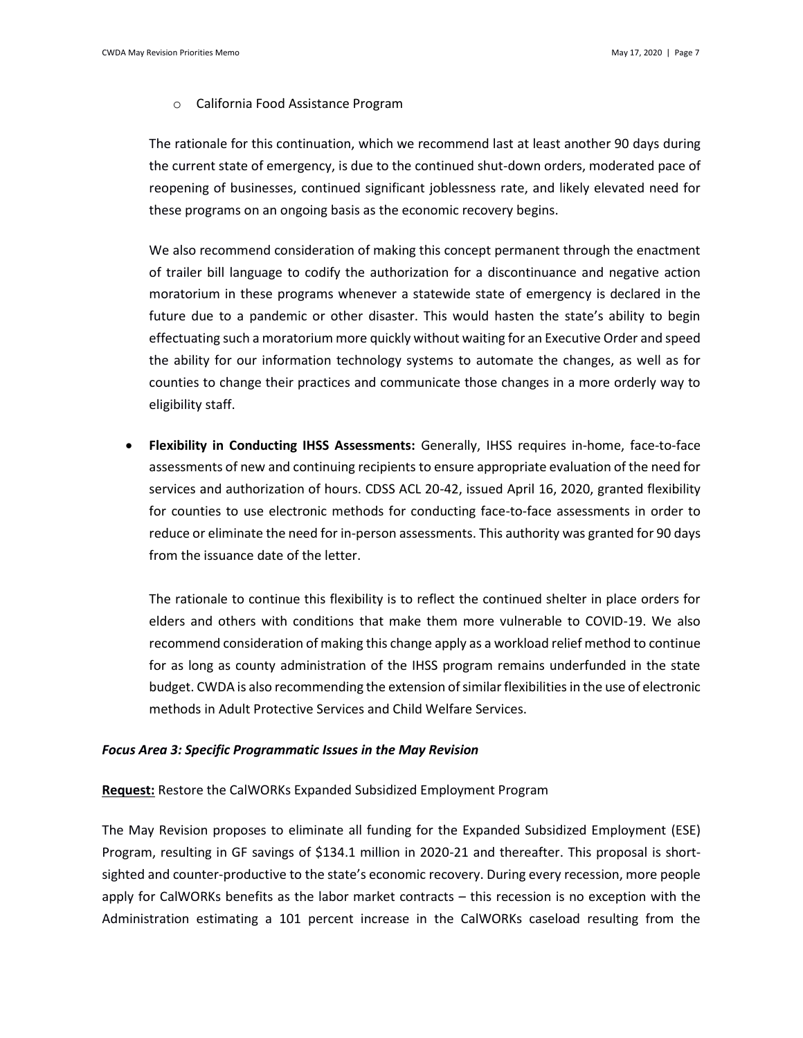- California Food Assistance Program

  The rationale for this continuation, which we recommend last at least another 90 days during the current state of emergency, is due to the continued shut-down orders, moderated pace of reopening of businesses, continued significant joblessness rate, and likely elevated need for these programs on an ongoing basis as the economic recovery begins.

  We also recommend consideration of making this concept permanent through the enactment of trailer bill language to codify the authorization for a discontinuance and negative action moratorium in these programs whenever a statewide state of emergency is declared in the future due to a pandemic or other disaster. This would hasten the state's ability to begin effectuating such a moratorium more quickly without waiting for an Executive Order and speed the ability for our information technology systems to automate the changes, as well as for counties to change their practices and communicate those changes in a more orderly way to eligibility staff.

- **Flexibility in Conducting IHSS Assessments:** Generally, IHSS requires in-home, face-to-face assessments of new and continuing recipients to ensure appropriate evaluation of the need for services and authorization of hours. CDSS ACL 20-42, issued April 16, 2020, granted flexibility for counties to use electronic methods for conducting face-to-face assessments in order to reduce or eliminate the need for in-person assessments. This authority was granted for 90 days from the issuance date of the letter.

  The rationale to continue this flexibility is to reflect the continued shelter in place orders for elders and others with conditions that make them more vulnerable to COVID-19. We also recommend consideration of making this change apply as a workload relief method to continue for as long as county administration of the IHSS program remains underfunded in the state budget. CWDA is also recommending the extension of similar flexibilities in the use of electronic methods in Adult Protective Services and Child Welfare Services.

***Focus Area 3: Specific Programmatic Issues in the May Revision***

**Request:** Restore the CalWORKs Expanded Subsidized Employment Program

The May Revision proposes to eliminate all funding for the Expanded Subsidized Employment (ESE) Program, resulting in GF savings of $134.1 million in 2020-21 and thereafter. This proposal is short-sighted and counter-productive to the state's economic recovery. During every recession, more people apply for CalWORKs benefits as the labor market contracts – this recession is no exception with the Administration estimating a 101 percent increase in the CalWORKs caseload resulting from the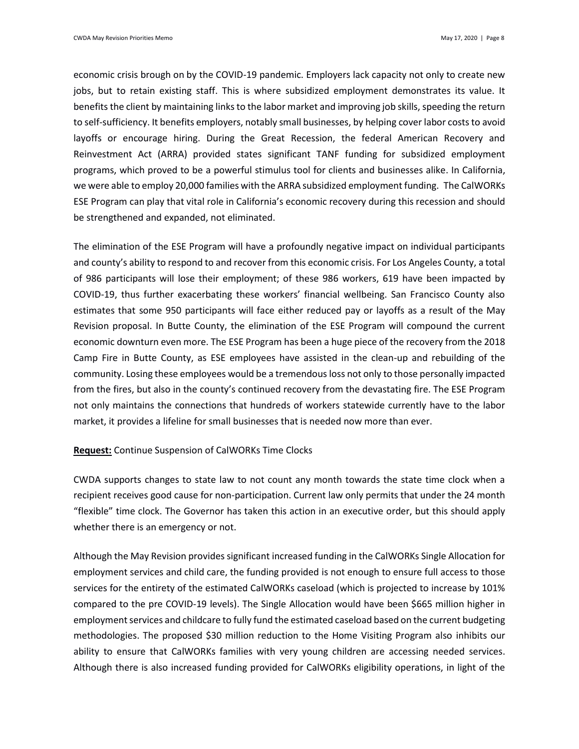economic crisis brough on by the COVID-19 pandemic. Employers lack capacity not only to create new jobs, but to retain existing staff. This is where subsidized employment demonstrates its value. It benefits the client by maintaining links to the labor market and improving job skills, speeding the return to self-sufficiency. It benefits employers, notably small businesses, by helping cover labor costs to avoid layoffs or encourage hiring. During the Great Recession, the federal American Recovery and Reinvestment Act (ARRA) provided states significant TANF funding for subsidized employment programs, which proved to be a powerful stimulus tool for clients and businesses alike. In California, we were able to employ 20,000 families with the ARRA subsidized employment funding. The CalWORKs ESE Program can play that vital role in California's economic recovery during this recession and should be strengthened and expanded, not eliminated.

The elimination of the ESE Program will have a profoundly negative impact on individual participants and county's ability to respond to and recover from this economic crisis. For Los Angeles County, a total of 986 participants will lose their employment; of these 986 workers, 619 have been impacted by COVID-19, thus further exacerbating these workers' financial wellbeing. San Francisco County also estimates that some 950 participants will face either reduced pay or layoffs as a result of the May Revision proposal. In Butte County, the elimination of the ESE Program will compound the current economic downturn even more. The ESE Program has been a huge piece of the recovery from the 2018 Camp Fire in Butte County, as ESE employees have assisted in the clean-up and rebuilding of the community. Losing these employees would be a tremendous loss not only to those personally impacted from the fires, but also in the county's continued recovery from the devastating fire. The ESE Program not only maintains the connections that hundreds of workers statewide currently have to the labor market, it provides a lifeline for small businesses that is needed now more than ever.

**Request:** Continue Suspension of CalWORKs Time Clocks

CWDA supports changes to state law to not count any month towards the state time clock when a recipient receives good cause for non-participation. Current law only permits that under the 24 month "flexible" time clock. The Governor has taken this action in an executive order, but this should apply whether there is an emergency or not.

Although the May Revision provides significant increased funding in the CalWORKs Single Allocation for employment services and child care, the funding provided is not enough to ensure full access to those services for the entirety of the estimated CalWORKs caseload (which is projected to increase by 101% compared to the pre COVID-19 levels). The Single Allocation would have been $665 million higher in employment services and childcare to fully fund the estimated caseload based on the current budgeting methodologies. The proposed $30 million reduction to the Home Visiting Program also inhibits our ability to ensure that CalWORKs families with very young children are accessing needed services. Although there is also increased funding provided for CalWORKs eligibility operations, in light of the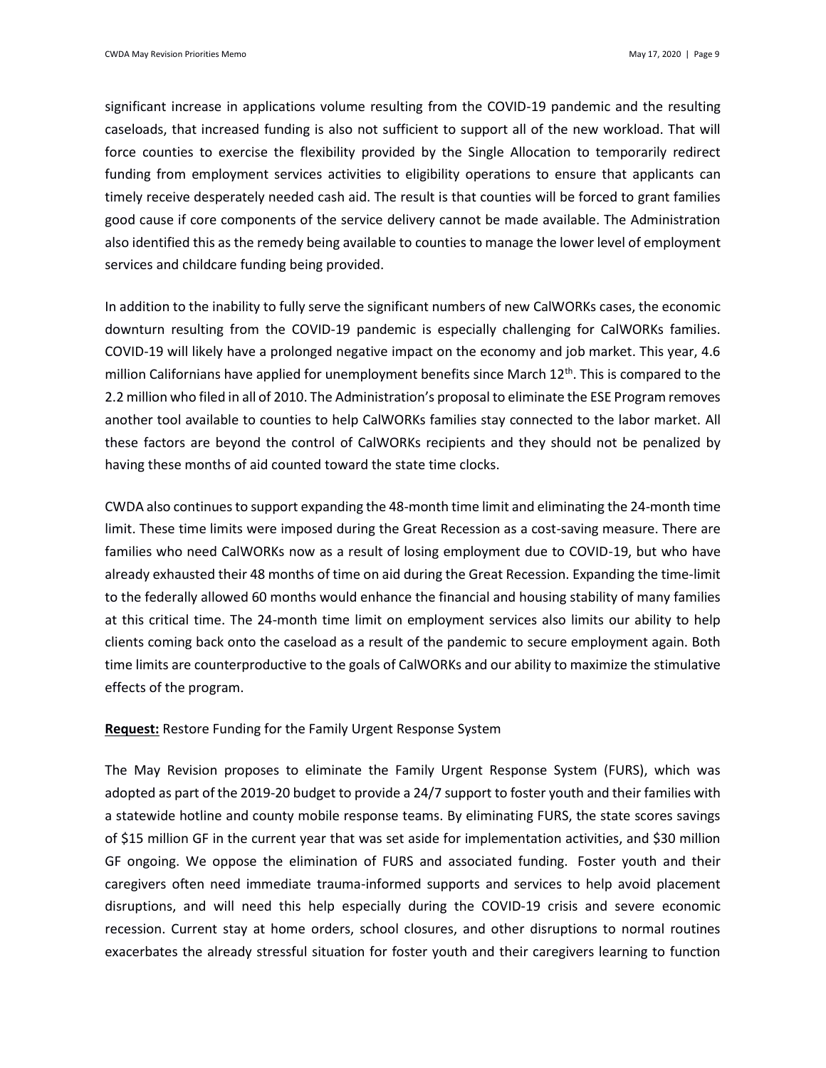significant increase in applications volume resulting from the COVID-19 pandemic and the resulting caseloads, that increased funding is also not sufficient to support all of the new workload. That will force counties to exercise the flexibility provided by the Single Allocation to temporarily redirect funding from employment services activities to eligibility operations to ensure that applicants can timely receive desperately needed cash aid. The result is that counties will be forced to grant families good cause if core components of the service delivery cannot be made available. The Administration also identified this as the remedy being available to counties to manage the lower level of employment services and childcare funding being provided.

In addition to the inability to fully serve the significant numbers of new CalWORKs cases, the economic downturn resulting from the COVID-19 pandemic is especially challenging for CalWORKs families. COVID-19 will likely have a prolonged negative impact on the economy and job market. This year, 4.6 million Californians have applied for unemployment benefits since March 12th. This is compared to the 2.2 million who filed in all of 2010. The Administration's proposal to eliminate the ESE Program removes another tool available to counties to help CalWORKs families stay connected to the labor market. All these factors are beyond the control of CalWORKs recipients and they should not be penalized by having these months of aid counted toward the state time clocks.

CWDA also continues to support expanding the 48-month time limit and eliminating the 24-month time limit. These time limits were imposed during the Great Recession as a cost-saving measure. There are families who need CalWORKs now as a result of losing employment due to COVID-19, but who have already exhausted their 48 months of time on aid during the Great Recession. Expanding the time-limit to the federally allowed 60 months would enhance the financial and housing stability of many families at this critical time. The 24-month time limit on employment services also limits our ability to help clients coming back onto the caseload as a result of the pandemic to secure employment again. Both time limits are counterproductive to the goals of CalWORKs and our ability to maximize the stimulative effects of the program.

**Request:** Restore Funding for the Family Urgent Response System

The May Revision proposes to eliminate the Family Urgent Response System (FURS), which was adopted as part of the 2019-20 budget to provide a 24/7 support to foster youth and their families with a statewide hotline and county mobile response teams. By eliminating FURS, the state scores savings of $15 million GF in the current year that was set aside for implementation activities, and $30 million GF ongoing. We oppose the elimination of FURS and associated funding. Foster youth and their caregivers often need immediate trauma-informed supports and services to help avoid placement disruptions, and will need this help especially during the COVID-19 crisis and severe economic recession. Current stay at home orders, school closures, and other disruptions to normal routines exacerbates the already stressful situation for foster youth and their caregivers learning to function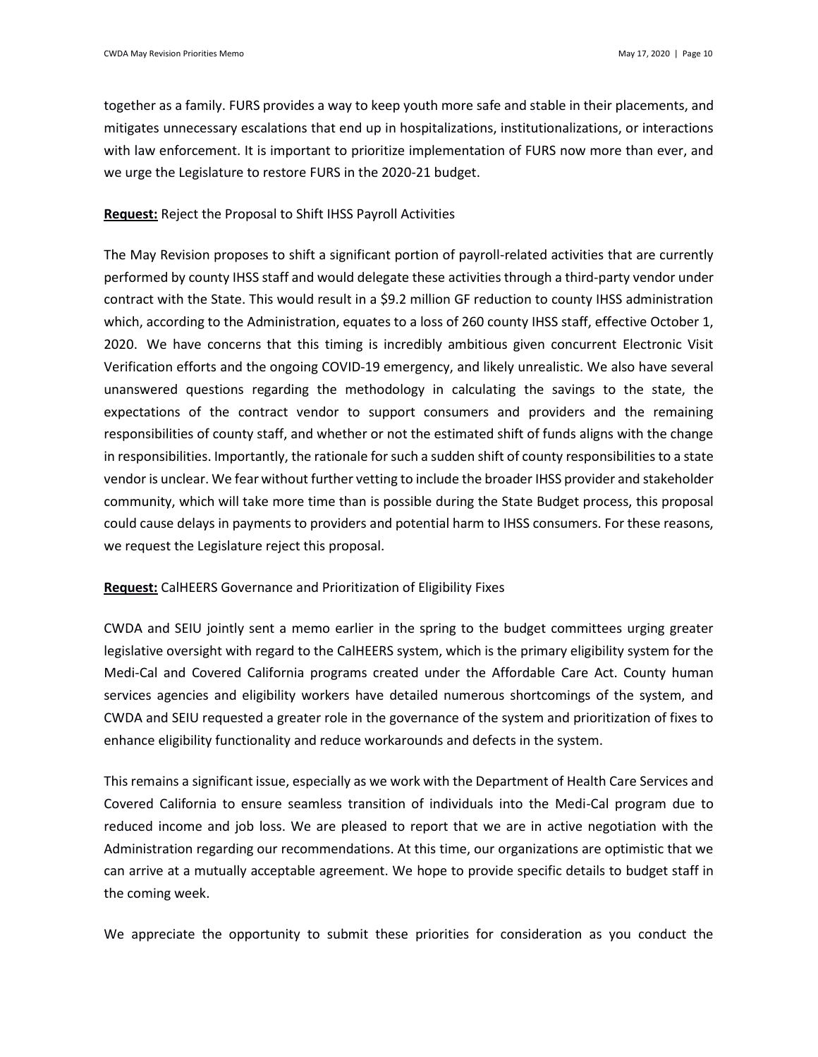together as a family. FURS provides a way to keep youth more safe and stable in their placements, and mitigates unnecessary escalations that end up in hospitalizations, institutionalizations, or interactions with law enforcement. It is important to prioritize implementation of FURS now more than ever, and we urge the Legislature to restore FURS in the 2020-21 budget.

**<u>Request:</u>** Reject the Proposal to Shift IHSS Payroll Activities

The May Revision proposes to shift a significant portion of payroll-related activities that are currently performed by county IHSS staff and would delegate these activities through a third-party vendor under contract with the State. This would result in a $9.2 million GF reduction to county IHSS administration which, according to the Administration, equates to a loss of 260 county IHSS staff, effective October 1, 2020. We have concerns that this timing is incredibly ambitious given concurrent Electronic Visit Verification efforts and the ongoing COVID-19 emergency, and likely unrealistic. We also have several unanswered questions regarding the methodology in calculating the savings to the state, the expectations of the contract vendor to support consumers and providers and the remaining responsibilities of county staff, and whether or not the estimated shift of funds aligns with the change in responsibilities. Importantly, the rationale for such a sudden shift of county responsibilities to a state vendor is unclear. We fear without further vetting to include the broader IHSS provider and stakeholder community, which will take more time than is possible during the State Budget process, this proposal could cause delays in payments to providers and potential harm to IHSS consumers. For these reasons, we request the Legislature reject this proposal.

**<u>Request:</u>** CalHEERS Governance and Prioritization of Eligibility Fixes

CWDA and SEIU jointly sent a memo earlier in the spring to the budget committees urging greater legislative oversight with regard to the CalHEERS system, which is the primary eligibility system for the Medi-Cal and Covered California programs created under the Affordable Care Act. County human services agencies and eligibility workers have detailed numerous shortcomings of the system, and CWDA and SEIU requested a greater role in the governance of the system and prioritization of fixes to enhance eligibility functionality and reduce workarounds and defects in the system.

This remains a significant issue, especially as we work with the Department of Health Care Services and Covered California to ensure seamless transition of individuals into the Medi-Cal program due to reduced income and job loss. We are pleased to report that we are in active negotiation with the Administration regarding our recommendations. At this time, our organizations are optimistic that we can arrive at a mutually acceptable agreement. We hope to provide specific details to budget staff in the coming week.

We appreciate the opportunity to submit these priorities for consideration as you conduct the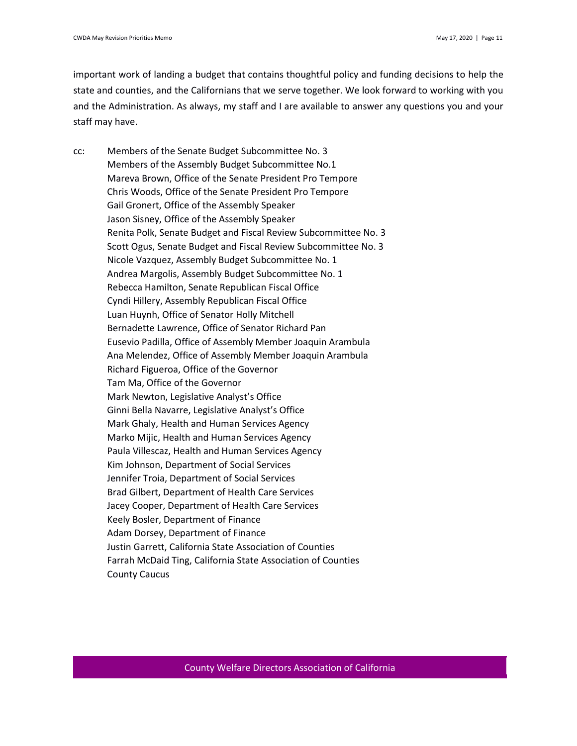important work of landing a budget that contains thoughtful policy and funding decisions to help the state and counties, and the Californians that we serve together. We look forward to working with you and the Administration. As always, my staff and I are available to answer any questions you and your staff may have.

cc: Members of the Senate Budget Subcommittee No. 3
Members of the Assembly Budget Subcommittee No.1
Mareva Brown, Office of the Senate President Pro Tempore
Chris Woods, Office of the Senate President Pro Tempore
Gail Gronert, Office of the Assembly Speaker
Jason Sisney, Office of the Assembly Speaker
Renita Polk, Senate Budget and Fiscal Review Subcommittee No. 3
Scott Ogus, Senate Budget and Fiscal Review Subcommittee No. 3
Nicole Vazquez, Assembly Budget Subcommittee No. 1
Andrea Margolis, Assembly Budget Subcommittee No. 1
Rebecca Hamilton, Senate Republican Fiscal Office
Cyndi Hillery, Assembly Republican Fiscal Office
Luan Huynh, Office of Senator Holly Mitchell
Bernadette Lawrence, Office of Senator Richard Pan
Eusevio Padilla, Office of Assembly Member Joaquin Arambula
Ana Melendez, Office of Assembly Member Joaquin Arambula
Richard Figueroa, Office of the Governor
Tam Ma, Office of the Governor
Mark Newton, Legislative Analyst's Office
Ginni Bella Navarre, Legislative Analyst's Office
Mark Ghaly, Health and Human Services Agency
Marko Mijic, Health and Human Services Agency
Paula Villescaz, Health and Human Services Agency
Kim Johnson, Department of Social Services
Jennifer Troia, Department of Social Services
Brad Gilbert, Department of Health Care Services
Jacey Cooper, Department of Health Care Services
Keely Bosler, Department of Finance
Adam Dorsey, Department of Finance
Justin Garrett, California State Association of Counties
Farrah McDaid Ting, California State Association of Counties
County Caucus